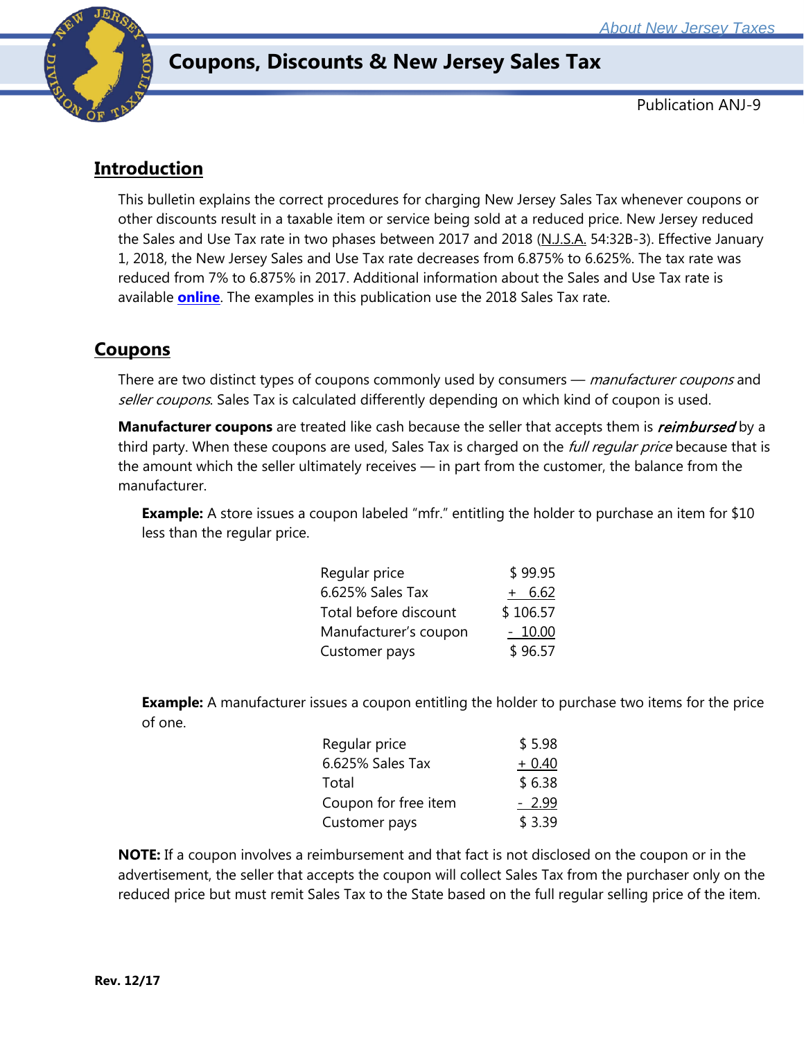# Coupons, Discounts & New Jersey Sales Tax

Publication ANJ-9

## Introduction

This bulletin explains the correct procedures for charging New Jersey Sales Tax whenever coupons or other discounts result in a taxable item or service being sold at a reduced price. New Jersey reduced the Sales and Use Tax rate in two phases between 2017 and 2018 (N.J.S.A. 54:32B-3). Effective January 1, 2018, the New Jersey Sales and Use Tax rate decreases from 6.875% to 6.625%. The tax rate was reduced from 7% to 6.875% in 2017. Additional information about the Sales and Use Tax rate is available **online**. The examples in this publication use the 2018 Sales Tax rate.

## Coupons

There are two distinct types of coupons commonly used by consumers — *manufacturer coupons* and *seller coupons*. Sales Tax is calculated differently depending on which kind of coupon is used.

**Manufacturer coupons** are treated like cash because the seller that accepts them is ***reimbursed*** by a third party. When these coupons are used, Sales Tax is charged on the *full regular price* because that is the amount which the seller ultimately receives — in part from the customer, the balance from the manufacturer.

**Example:** A store issues a coupon labeled "mfr." entitling the holder to purchase an item for $10 less than the regular price.

| | |
|---|---|
| Regular price | $ 99.95 |
| 6.625% Sales Tax | + 6.62 |
| Total before discount | $ 106.57 |
| Manufacturer's coupon | - 10.00 |
| Customer pays | $ 96.57 |

**Example:** A manufacturer issues a coupon entitling the holder to purchase two items for the price of one.

| | |
|---|---|
| Regular price | $ 5.98 |
| 6.625% Sales Tax | + 0.40 |
| Total | $ 6.38 |
| Coupon for free item | - 2.99 |
| Customer pays | $ 3.39 |

**NOTE:** If a coupon involves a reimbursement and that fact is not disclosed on the coupon or in the advertisement, the seller that accepts the coupon will collect Sales Tax from the purchaser only on the reduced price but must remit Sales Tax to the State based on the full regular selling price of the item.

**Rev. 12/17**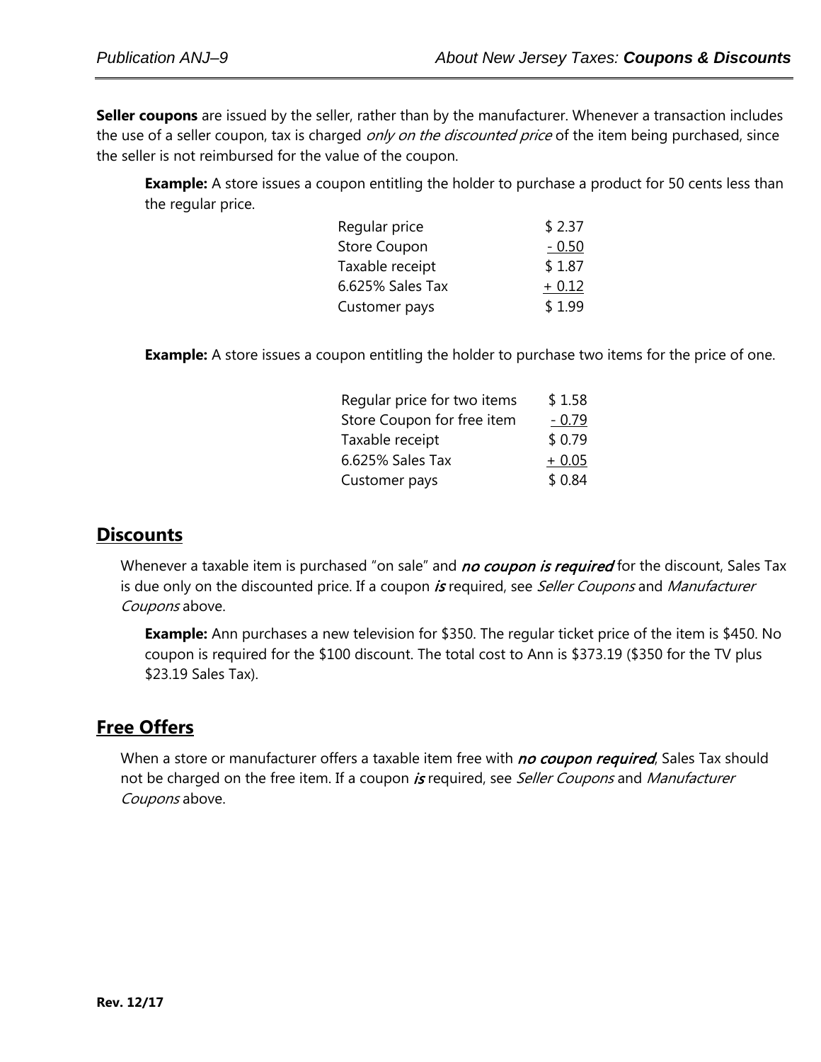**Seller coupons** are issued by the seller, rather than by the manufacturer. Whenever a transaction includes the use of a seller coupon, tax is charged *only on the discounted price* of the item being purchased, since the seller is not reimbursed for the value of the coupon.

**Example:** A store issues a coupon entitling the holder to purchase a product for 50 cents less than the regular price.

| | |
|---|---|
| Regular price | $ 2.37 |
| Store Coupon | - 0.50 |
| Taxable receipt | $ 1.87 |
| 6.625% Sales Tax | + 0.12 |
| Customer pays | $ 1.99 |

**Example:** A store issues a coupon entitling the holder to purchase two items for the price of one.

| | |
|---|---|
| Regular price for two items | $ 1.58 |
| Store Coupon for free item | - 0.79 |
| Taxable receipt | $ 0.79 |
| 6.625% Sales Tax | + 0.05 |
| Customer pays | $ 0.84 |

## Discounts

Whenever a taxable item is purchased "on sale" and ***no coupon is required*** for the discount, Sales Tax is due only on the discounted price. If a coupon ***is*** required, see *Seller Coupons* and *Manufacturer Coupons* above.

**Example:** Ann purchases a new television for $350. The regular ticket price of the item is $450. No coupon is required for the $100 discount. The total cost to Ann is $373.19 ($350 for the TV plus $23.19 Sales Tax).

## Free Offers

When a store or manufacturer offers a taxable item free with ***no coupon required***, Sales Tax should not be charged on the free item. If a coupon ***is*** required, see *Seller Coupons* and *Manufacturer Coupons* above.

**Rev. 12/17**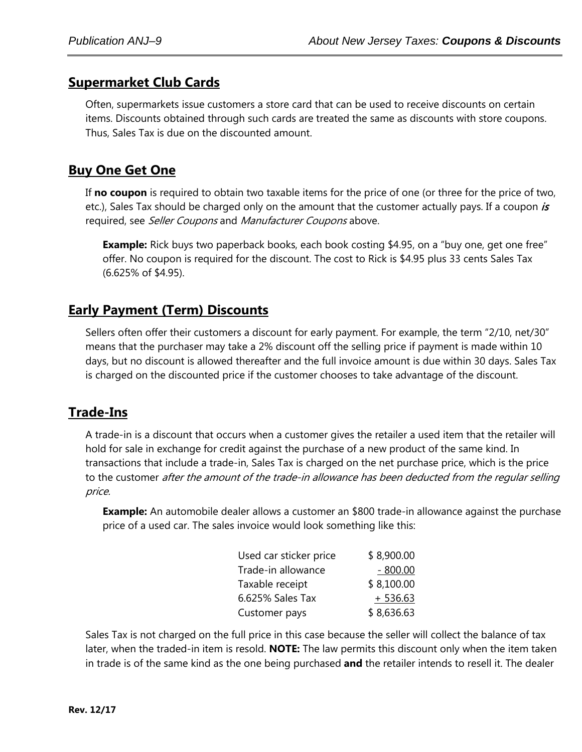## Supermarket Club Cards

Often, supermarkets issue customers a store card that can be used to receive discounts on certain items. Discounts obtained through such cards are treated the same as discounts with store coupons. Thus, Sales Tax is due on the discounted amount.

## Buy One Get One

If **no coupon** is required to obtain two taxable items for the price of one (or three for the price of two, etc.), Sales Tax should be charged only on the amount that the customer actually pays. If a coupon ***is*** required, see *Seller Coupons* and *Manufacturer Coupons* above.

> **Example:** Rick buys two paperback books, each book costing $4.95, on a "buy one, get one free" offer. No coupon is required for the discount. The cost to Rick is $4.95 plus 33 cents Sales Tax (6.625% of $4.95).

## Early Payment (Term) Discounts

Sellers often offer their customers a discount for early payment. For example, the term "2/10, net/30" means that the purchaser may take a 2% discount off the selling price if payment is made within 10 days, but no discount is allowed thereafter and the full invoice amount is due within 30 days. Sales Tax is charged on the discounted price if the customer chooses to take advantage of the discount.

## Trade-Ins

A trade-in is a discount that occurs when a customer gives the retailer a used item that the retailer will hold for sale in exchange for credit against the purchase of a new product of the same kind. In transactions that include a trade-in, Sales Tax is charged on the net purchase price, which is the price to the customer *after the amount of the trade-in allowance has been deducted from the regular selling price*.

> **Example:** An automobile dealer allows a customer an $800 trade-in allowance against the purchase price of a used car. The sales invoice would look something like this:

| | |
|---|---|
| Used car sticker price | $ 8,900.00 |
| Trade-in allowance | - 800.00 |
| Taxable receipt | $ 8,100.00 |
| 6.625% Sales Tax | + 536.63 |
| Customer pays | $ 8,636.63 |

Sales Tax is not charged on the full price in this case because the seller will collect the balance of tax later, when the traded-in item is resold. **NOTE:** The law permits this discount only when the item taken in trade is of the same kind as the one being purchased **and** the retailer intends to resell it. The dealer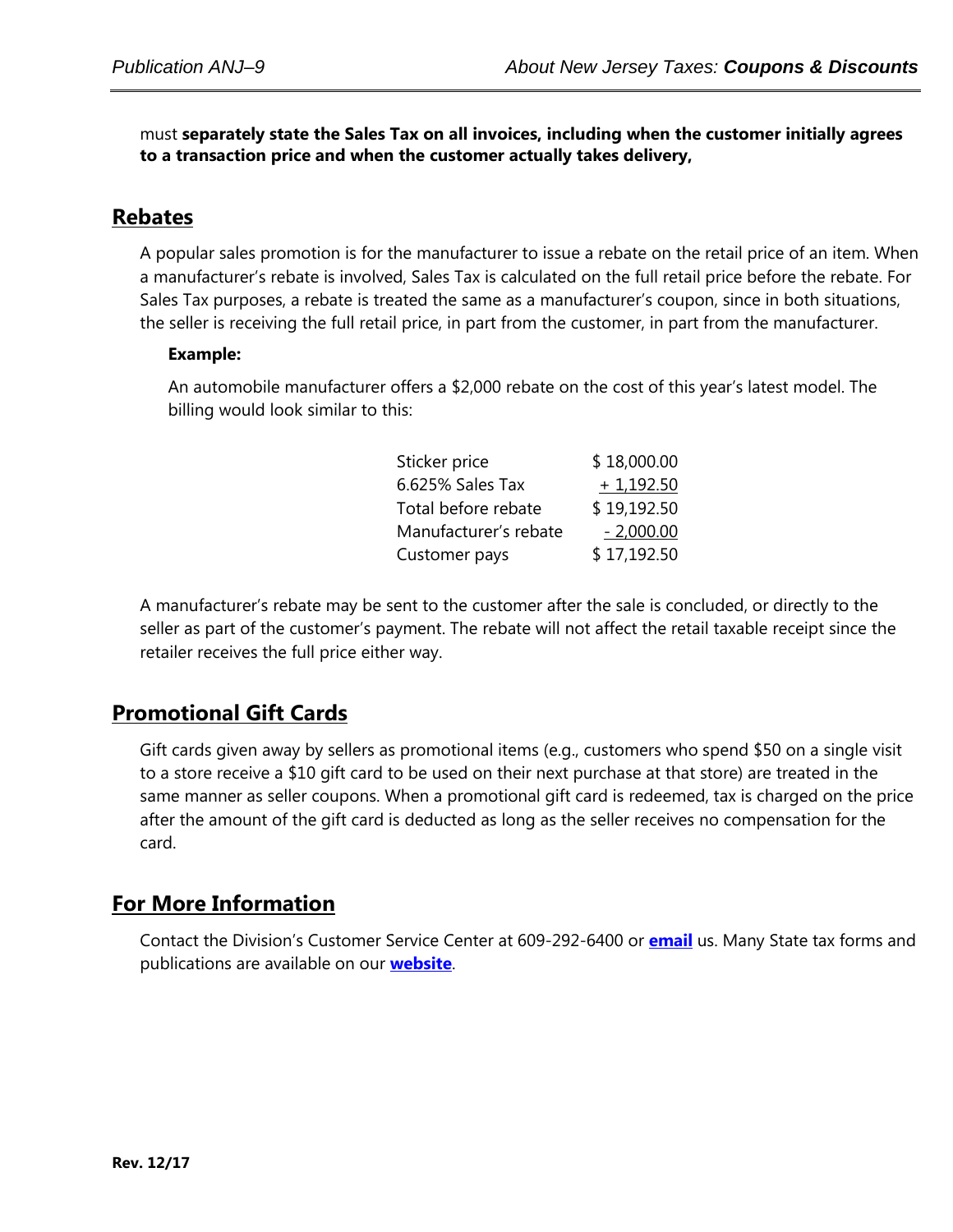must **separately state the Sales Tax on all invoices, including when the customer initially agrees to a transaction price and when the customer actually takes delivery,**

## Rebates

A popular sales promotion is for the manufacturer to issue a rebate on the retail price of an item. When a manufacturer's rebate is involved, Sales Tax is calculated on the full retail price before the rebate. For Sales Tax purposes, a rebate is treated the same as a manufacturer's coupon, since in both situations, the seller is receiving the full retail price, in part from the customer, in part from the manufacturer.

**Example:**

An automobile manufacturer offers a $2,000 rebate on the cost of this year's latest model. The billing would look similar to this:

| | |
|---|---|
| Sticker price | $ 18,000.00 |
| 6.625% Sales Tax | + 1,192.50 |
| Total before rebate | $ 19,192.50 |
| Manufacturer's rebate | - 2,000.00 |
| Customer pays | $ 17,192.50 |

A manufacturer's rebate may be sent to the customer after the sale is concluded, or directly to the seller as part of the customer's payment. The rebate will not affect the retail taxable receipt since the retailer receives the full price either way.

## Promotional Gift Cards

Gift cards given away by sellers as promotional items (e.g., customers who spend $50 on a single visit to a store receive a $10 gift card to be used on their next purchase at that store) are treated in the same manner as seller coupons. When a promotional gift card is redeemed, tax is charged on the price after the amount of the gift card is deducted as long as the seller receives no compensation for the card.

## For More Information

Contact the Division's Customer Service Center at 609-292-6400 or **email** us. Many State tax forms and publications are available on our **website**.

**Rev. 12/17**